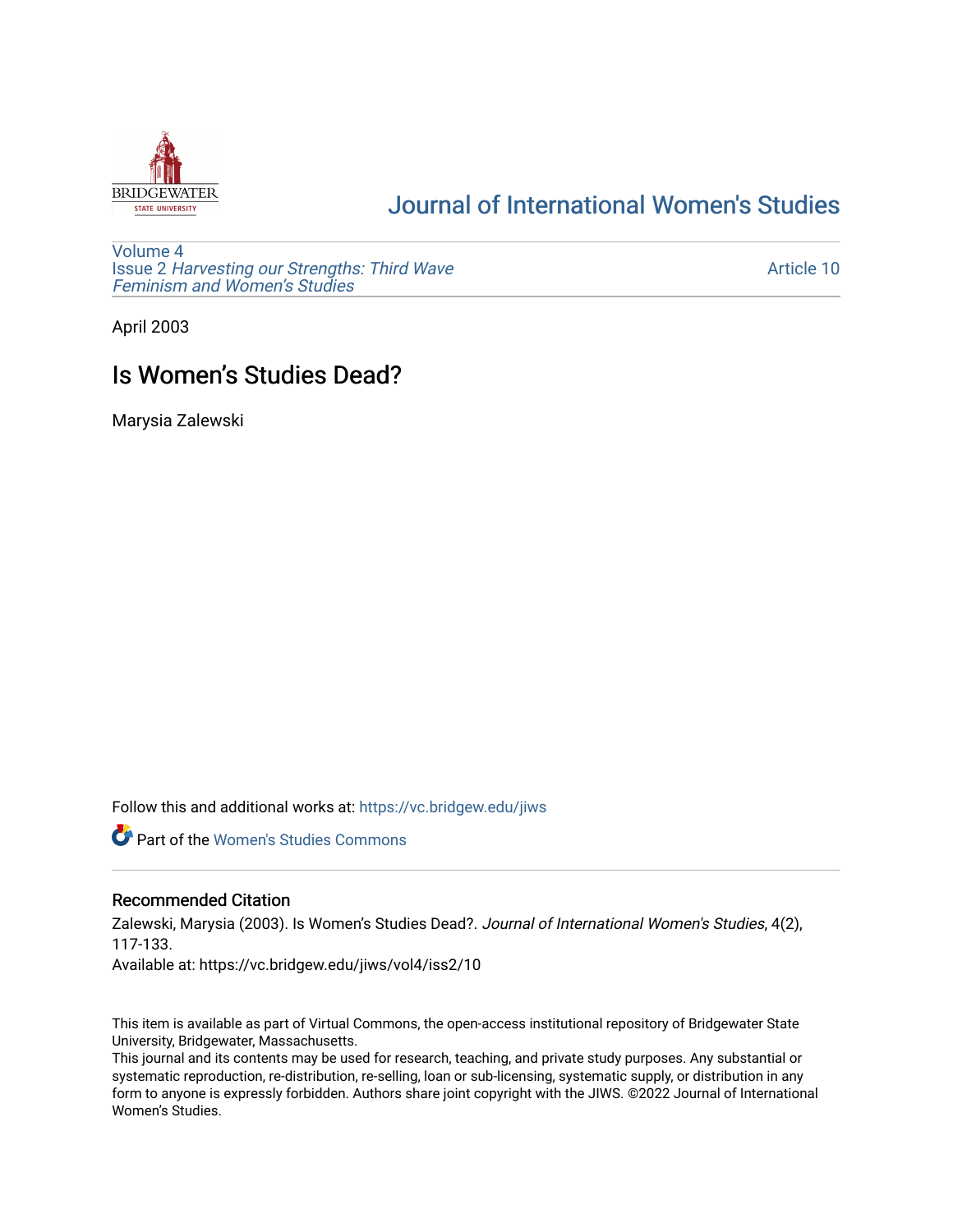# Journal of International Women's Studies

Volume 4
Issue 2 *Harvesting our Strengths: Third Wave Feminism and Women's Studies*

Article 10

April 2003

## Is Women's Studies Dead?

Marysia Zalewski

Follow this and additional works at: https://vc.bridgew.edu/jiws

Part of the Women's Studies Commons

### Recommended Citation

Zalewski, Marysia (2003). Is Women's Studies Dead?. *Journal of International Women's Studies*, 4(2), 117-133.
Available at: https://vc.bridgew.edu/jiws/vol4/iss2/10

This item is available as part of Virtual Commons, the open-access institutional repository of Bridgewater State University, Bridgewater, Massachusetts.
This journal and its contents may be used for research, teaching, and private study purposes. Any substantial or systematic reproduction, re-distribution, re-selling, loan or sub-licensing, systematic supply, or distribution in any form to anyone is expressly forbidden. Authors share joint copyright with the JIWS. ©2022 Journal of International Women's Studies.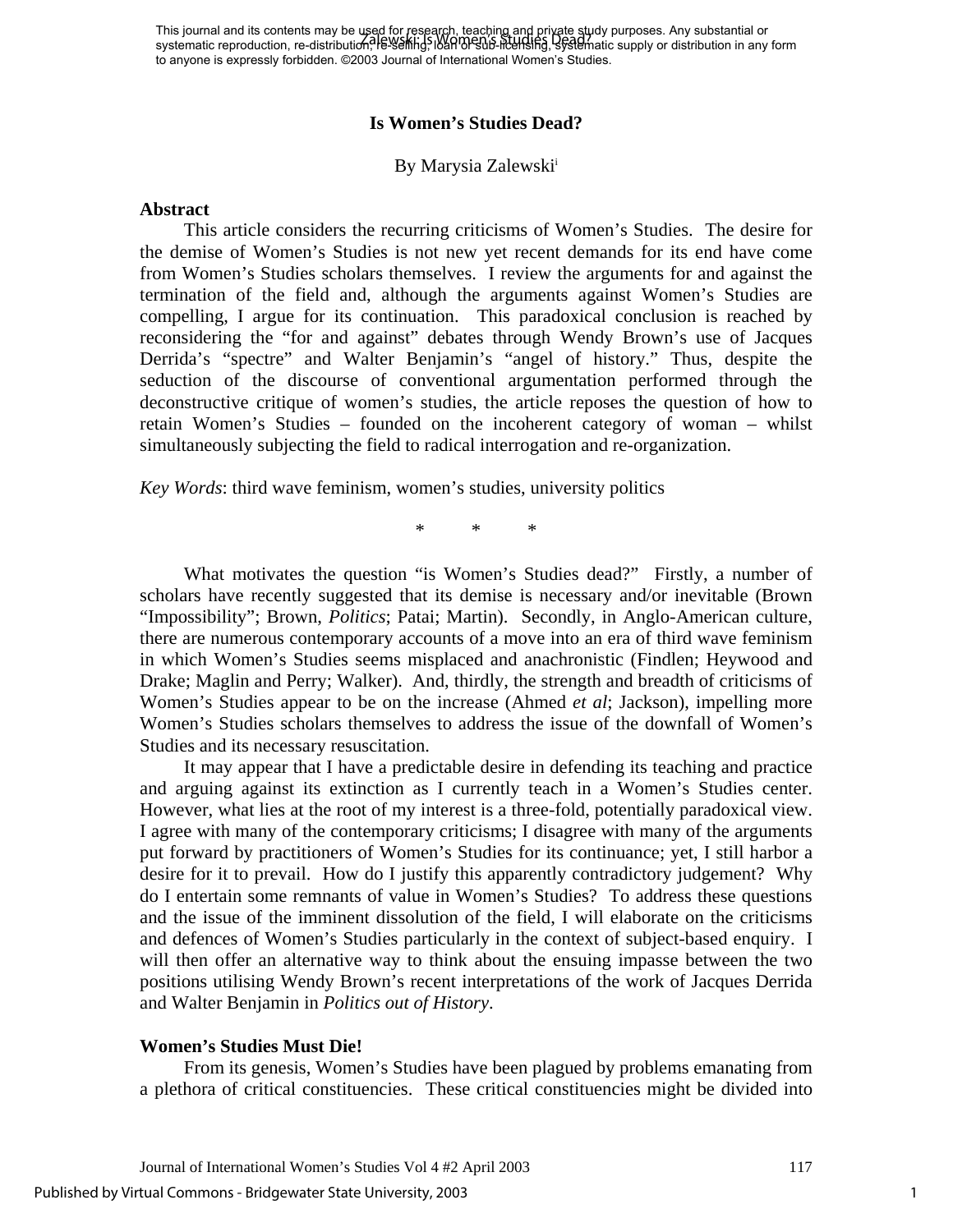# Is Women's Studies Dead?

By Marysia Zalewski[i]

## Abstract

This article considers the recurring criticisms of Women's Studies. The desire for the demise of Women's Studies is not new yet recent demands for its end have come from Women's Studies scholars themselves. I review the arguments for and against the termination of the field and, although the arguments against Women's Studies are compelling, I argue for its continuation. This paradoxical conclusion is reached by reconsidering the "for and against" debates through Wendy Brown's use of Jacques Derrida's "spectre" and Walter Benjamin's "angel of history." Thus, despite the seduction of the discourse of conventional argumentation performed through the deconstructive critique of women's studies, the article reposes the question of how to retain Women's Studies – founded on the incoherent category of woman – whilst simultaneously subjecting the field to radical interrogation and re-organization.

*Key Words*: third wave feminism, women's studies, university politics

\* \* \*

What motivates the question "is Women's Studies dead?" Firstly, a number of scholars have recently suggested that its demise is necessary and/or inevitable (Brown "Impossibility"; Brown, *Politics*; Patai; Martin). Secondly, in Anglo-American culture, there are numerous contemporary accounts of a move into an era of third wave feminism in which Women's Studies seems misplaced and anachronistic (Findlen; Heywood and Drake; Maglin and Perry; Walker). And, thirdly, the strength and breadth of criticisms of Women's Studies appear to be on the increase (Ahmed *et al*; Jackson), impelling more Women's Studies scholars themselves to address the issue of the downfall of Women's Studies and its necessary resuscitation.

It may appear that I have a predictable desire in defending its teaching and practice and arguing against its extinction as I currently teach in a Women's Studies center. However, what lies at the root of my interest is a three-fold, potentially paradoxical view. I agree with many of the contemporary criticisms; I disagree with many of the arguments put forward by practitioners of Women's Studies for its continuance; yet, I still harbor a desire for it to prevail. How do I justify this apparently contradictory judgement? Why do I entertain some remnants of value in Women's Studies? To address these questions and the issue of the imminent dissolution of the field, I will elaborate on the criticisms and defences of Women's Studies particularly in the context of subject-based enquiry. I will then offer an alternative way to think about the ensuing impasse between the two positions utilising Wendy Brown's recent interpretations of the work of Jacques Derrida and Walter Benjamin in *Politics out of History*.

## Women's Studies Must Die!

From its genesis, Women's Studies have been plagued by problems emanating from a plethora of critical constituencies. These critical constituencies might be divided into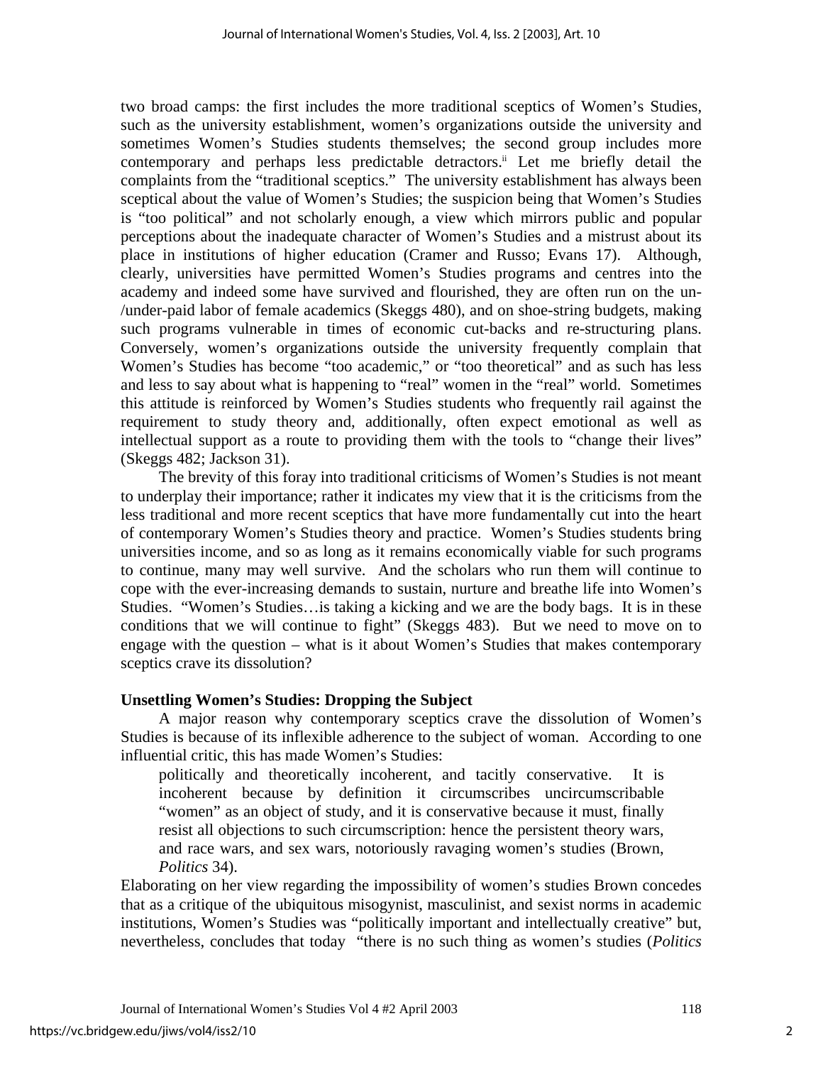two broad camps: the first includes the more traditional sceptics of Women's Studies, such as the university establishment, women's organizations outside the university and sometimes Women's Studies students themselves; the second group includes more contemporary and perhaps less predictable detractors.[ii] Let me briefly detail the complaints from the "traditional sceptics." The university establishment has always been sceptical about the value of Women's Studies; the suspicion being that Women's Studies is "too political" and not scholarly enough, a view which mirrors public and popular perceptions about the inadequate character of Women's Studies and a mistrust about its place in institutions of higher education (Cramer and Russo; Evans 17). Although, clearly, universities have permitted Women's Studies programs and centres into the academy and indeed some have survived and flourished, they are often run on the un-/under-paid labor of female academics (Skeggs 480), and on shoe-string budgets, making such programs vulnerable in times of economic cut-backs and re-structuring plans. Conversely, women's organizations outside the university frequently complain that Women's Studies has become "too academic," or "too theoretical" and as such has less and less to say about what is happening to "real" women in the "real" world. Sometimes this attitude is reinforced by Women's Studies students who frequently rail against the requirement to study theory and, additionally, often expect emotional as well as intellectual support as a route to providing them with the tools to "change their lives" (Skeggs 482; Jackson 31).

The brevity of this foray into traditional criticisms of Women's Studies is not meant to underplay their importance; rather it indicates my view that it is the criticisms from the less traditional and more recent sceptics that have more fundamentally cut into the heart of contemporary Women's Studies theory and practice. Women's Studies students bring universities income, and so as long as it remains economically viable for such programs to continue, many may well survive. And the scholars who run them will continue to cope with the ever-increasing demands to sustain, nurture and breathe life into Women's Studies. "Women's Studies…is taking a kicking and we are the body bags. It is in these conditions that we will continue to fight" (Skeggs 483). But we need to move on to engage with the question – what is it about Women's Studies that makes contemporary sceptics crave its dissolution?

### Unsettling Women's Studies: Dropping the Subject

A major reason why contemporary sceptics crave the dissolution of Women's Studies is because of its inflexible adherence to the subject of woman. According to one influential critic, this has made Women's Studies:

> politically and theoretically incoherent, and tacitly conservative. It is incoherent because by definition it circumscribes uncircumscribable "women" as an object of study, and it is conservative because it must, finally resist all objections to such circumscription: hence the persistent theory wars, and race wars, and sex wars, notoriously ravaging women's studies (Brown, *Politics* 34).

Elaborating on her view regarding the impossibility of women's studies Brown concedes that as a critique of the ubiquitous misogynist, masculinist, and sexist norms in academic institutions, Women's Studies was "politically important and intellectually creative" but, nevertheless, concludes that today "there is no such thing as women's studies (*Politics*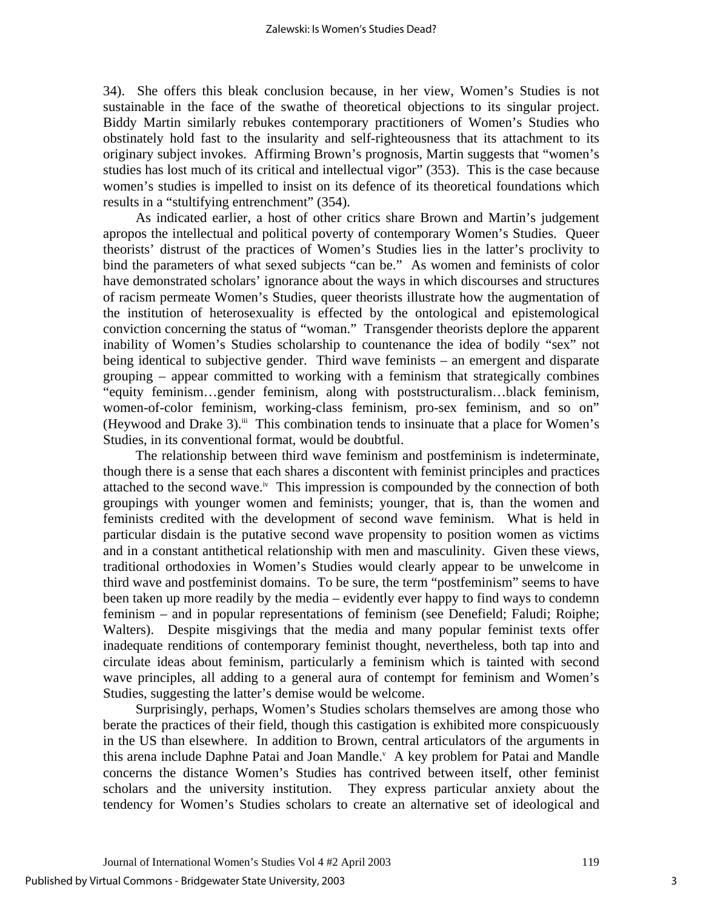34). She offers this bleak conclusion because, in her view, Women's Studies is not sustainable in the face of the swathe of theoretical objections to its singular project. Biddy Martin similarly rebukes contemporary practitioners of Women's Studies who obstinately hold fast to the insularity and self-righteousness that its attachment to its originary subject invokes. Affirming Brown's prognosis, Martin suggests that "women's studies has lost much of its critical and intellectual vigor" (353). This is the case because women's studies is impelled to insist on its defence of its theoretical foundations which results in a "stultifying entrenchment" (354).

As indicated earlier, a host of other critics share Brown and Martin's judgement apropos the intellectual and political poverty of contemporary Women's Studies. Queer theorists' distrust of the practices of Women's Studies lies in the latter's proclivity to bind the parameters of what sexed subjects "can be." As women and feminists of color have demonstrated scholars' ignorance about the ways in which discourses and structures of racism permeate Women's Studies, queer theorists illustrate how the augmentation of the institution of heterosexuality is effected by the ontological and epistemological conviction concerning the status of "woman." Transgender theorists deplore the apparent inability of Women's Studies scholarship to countenance the idea of bodily "sex" not being identical to subjective gender. Third wave feminists – an emergent and disparate grouping – appear committed to working with a feminism that strategically combines "equity feminism…gender feminism, along with poststructuralism…black feminism, women-of-color feminism, working-class feminism, pro-sex feminism, and so on" (Heywood and Drake 3).[iii] This combination tends to insinuate that a place for Women's Studies, in its conventional format, would be doubtful.

The relationship between third wave feminism and postfeminism is indeterminate, though there is a sense that each shares a discontent with feminist principles and practices attached to the second wave.[iv] This impression is compounded by the connection of both groupings with younger women and feminists; younger, that is, than the women and feminists credited with the development of second wave feminism. What is held in particular disdain is the putative second wave propensity to position women as victims and in a constant antithetical relationship with men and masculinity. Given these views, traditional orthodoxies in Women's Studies would clearly appear to be unwelcome in third wave and postfeminist domains. To be sure, the term "postfeminism" seems to have been taken up more readily by the media – evidently ever happy to find ways to condemn feminism – and in popular representations of feminism (see Denefield; Faludi; Roiphe; Walters). Despite misgivings that the media and many popular feminist texts offer inadequate renditions of contemporary feminist thought, nevertheless, both tap into and circulate ideas about feminism, particularly a feminism which is tainted with second wave principles, all adding to a general aura of contempt for feminism and Women's Studies, suggesting the latter's demise would be welcome.

Surprisingly, perhaps, Women's Studies scholars themselves are among those who berate the practices of their field, though this castigation is exhibited more conspicuously in the US than elsewhere. In addition to Brown, central articulators of the arguments in this arena include Daphne Patai and Joan Mandle.[v] A key problem for Patai and Mandle concerns the distance Women's Studies has contrived between itself, other feminist scholars and the university institution. They express particular anxiety about the tendency for Women's Studies scholars to create an alternative set of ideological and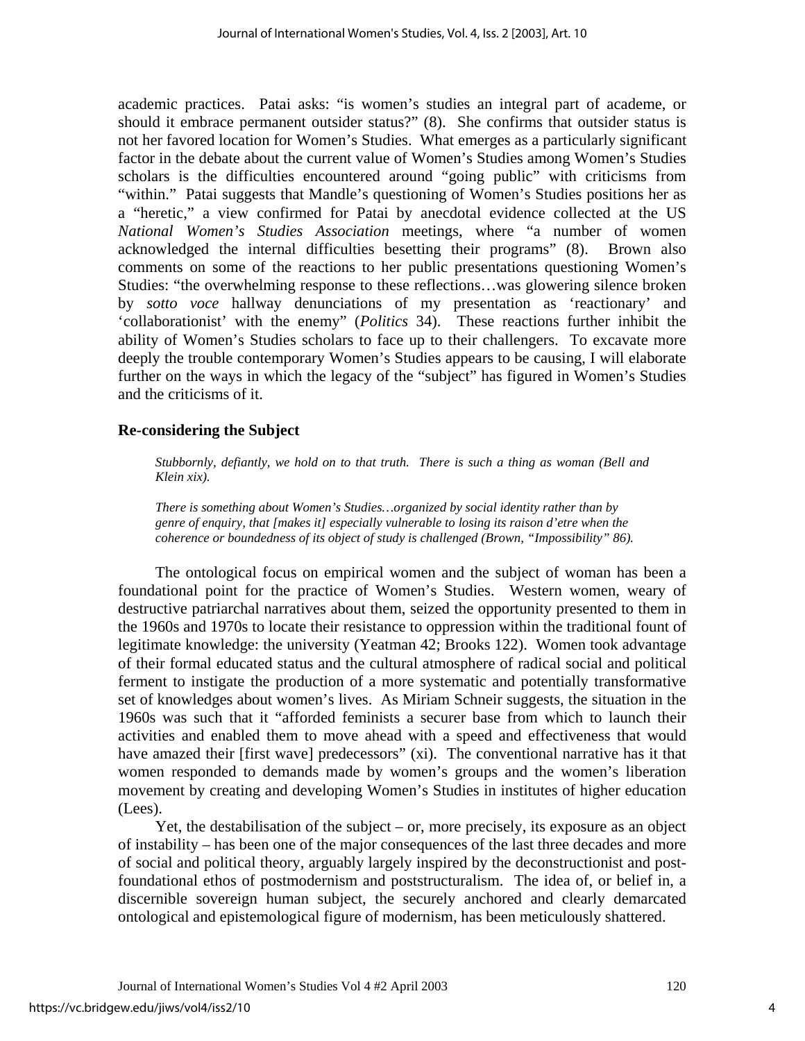academic practices. Patai asks: "is women's studies an integral part of academe, or should it embrace permanent outsider status?" (8). She confirms that outsider status is not her favored location for Women's Studies. What emerges as a particularly significant factor in the debate about the current value of Women's Studies among Women's Studies scholars is the difficulties encountered around "going public" with criticisms from "within." Patai suggests that Mandle's questioning of Women's Studies positions her as a "heretic," a view confirmed for Patai by anecdotal evidence collected at the US *National Women's Studies Association* meetings, where "a number of women acknowledged the internal difficulties besetting their programs" (8). Brown also comments on some of the reactions to her public presentations questioning Women's Studies: "the overwhelming response to these reflections…was glowering silence broken by *sotto voce* hallway denunciations of my presentation as 'reactionary' and 'collaborationist' with the enemy" (*Politics* 34). These reactions further inhibit the ability of Women's Studies scholars to face up to their challengers. To excavate more deeply the trouble contemporary Women's Studies appears to be causing, I will elaborate further on the ways in which the legacy of the "subject" has figured in Women's Studies and the criticisms of it.

## Re-considering the Subject

> *Stubbornly, defiantly, we hold on to that truth. There is such a thing as woman (Bell and Klein xix).*

> *There is something about Women's Studies…organized by social identity rather than by genre of enquiry, that [makes it] especially vulnerable to losing its raison d'etre when the coherence or boundedness of its object of study is challenged (Brown, "Impossibility" 86).*

The ontological focus on empirical women and the subject of woman has been a foundational point for the practice of Women's Studies. Western women, weary of destructive patriarchal narratives about them, seized the opportunity presented to them in the 1960s and 1970s to locate their resistance to oppression within the traditional fount of legitimate knowledge: the university (Yeatman 42; Brooks 122). Women took advantage of their formal educated status and the cultural atmosphere of radical social and political ferment to instigate the production of a more systematic and potentially transformative set of knowledges about women's lives. As Miriam Schneir suggests, the situation in the 1960s was such that it "afforded feminists a securer base from which to launch their activities and enabled them to move ahead with a speed and effectiveness that would have amazed their [first wave] predecessors" (xi). The conventional narrative has it that women responded to demands made by women's groups and the women's liberation movement by creating and developing Women's Studies in institutes of higher education (Lees).

Yet, the destabilisation of the subject – or, more precisely, its exposure as an object of instability – has been one of the major consequences of the last three decades and more of social and political theory, arguably largely inspired by the deconstructionist and post-foundational ethos of postmodernism and poststructuralism. The idea of, or belief in, a discernible sovereign human subject, the securely anchored and clearly demarcated ontological and epistemological figure of modernism, has been meticulously shattered.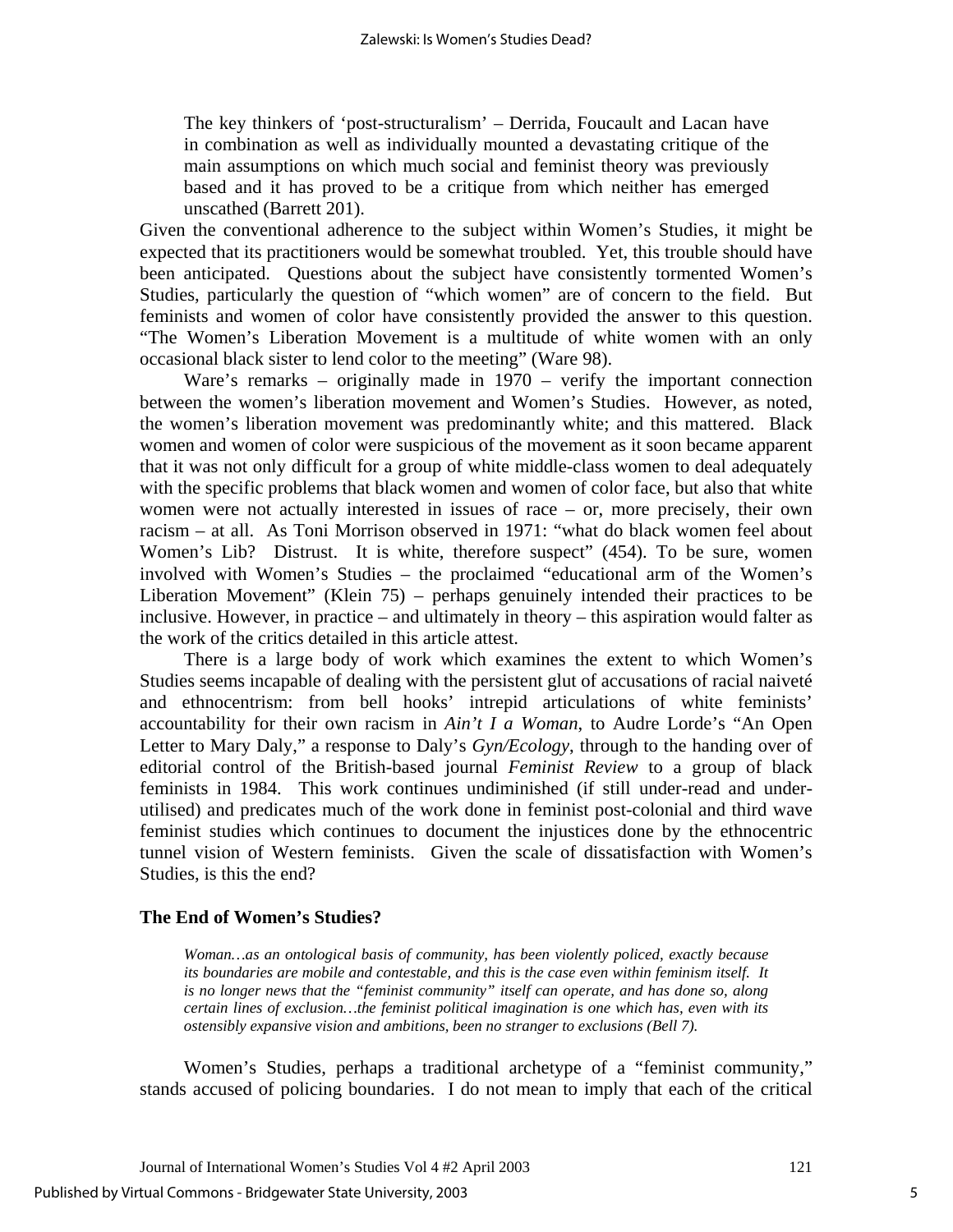> The key thinkers of 'post-structuralism' – Derrida, Foucault and Lacan have in combination as well as individually mounted a devastating critique of the main assumptions on which much social and feminist theory was previously based and it has proved to be a critique from which neither has emerged unscathed (Barrett 201).

Given the conventional adherence to the subject within Women's Studies, it might be expected that its practitioners would be somewhat troubled. Yet, this trouble should have been anticipated. Questions about the subject have consistently tormented Women's Studies, particularly the question of "which women" are of concern to the field. But feminists and women of color have consistently provided the answer to this question. "The Women's Liberation Movement is a multitude of white women with an only occasional black sister to lend color to the meeting" (Ware 98).

Ware's remarks – originally made in 1970 – verify the important connection between the women's liberation movement and Women's Studies. However, as noted, the women's liberation movement was predominantly white; and this mattered. Black women and women of color were suspicious of the movement as it soon became apparent that it was not only difficult for a group of white middle-class women to deal adequately with the specific problems that black women and women of color face, but also that white women were not actually interested in issues of race – or, more precisely, their own racism – at all. As Toni Morrison observed in 1971: "what do black women feel about Women's Lib? Distrust. It is white, therefore suspect" (454). To be sure, women involved with Women's Studies – the proclaimed "educational arm of the Women's Liberation Movement" (Klein 75) – perhaps genuinely intended their practices to be inclusive. However, in practice – and ultimately in theory – this aspiration would falter as the work of the critics detailed in this article attest.

There is a large body of work which examines the extent to which Women's Studies seems incapable of dealing with the persistent glut of accusations of racial naiveté and ethnocentrism: from bell hooks' intrepid articulations of white feminists' accountability for their own racism in *Ain't I a Woman*, to Audre Lorde's "An Open Letter to Mary Daly," a response to Daly's *Gyn/Ecology*, through to the handing over of editorial control of the British-based journal *Feminist Review* to a group of black feminists in 1984. This work continues undiminished (if still under-read and under-utilised) and predicates much of the work done in feminist post-colonial and third wave feminist studies which continues to document the injustices done by the ethnocentric tunnel vision of Western feminists. Given the scale of dissatisfaction with Women's Studies, is this the end?

## The End of Women's Studies?

> *Woman…as an ontological basis of community, has been violently policed, exactly because its boundaries are mobile and contestable, and this is the case even within feminism itself. It is no longer news that the "feminist community" itself can operate, and has done so, along certain lines of exclusion…the feminist political imagination is one which has, even with its ostensibly expansive vision and ambitions, been no stranger to exclusions (Bell 7).*

Women's Studies, perhaps a traditional archetype of a "feminist community," stands accused of policing boundaries. I do not mean to imply that each of the critical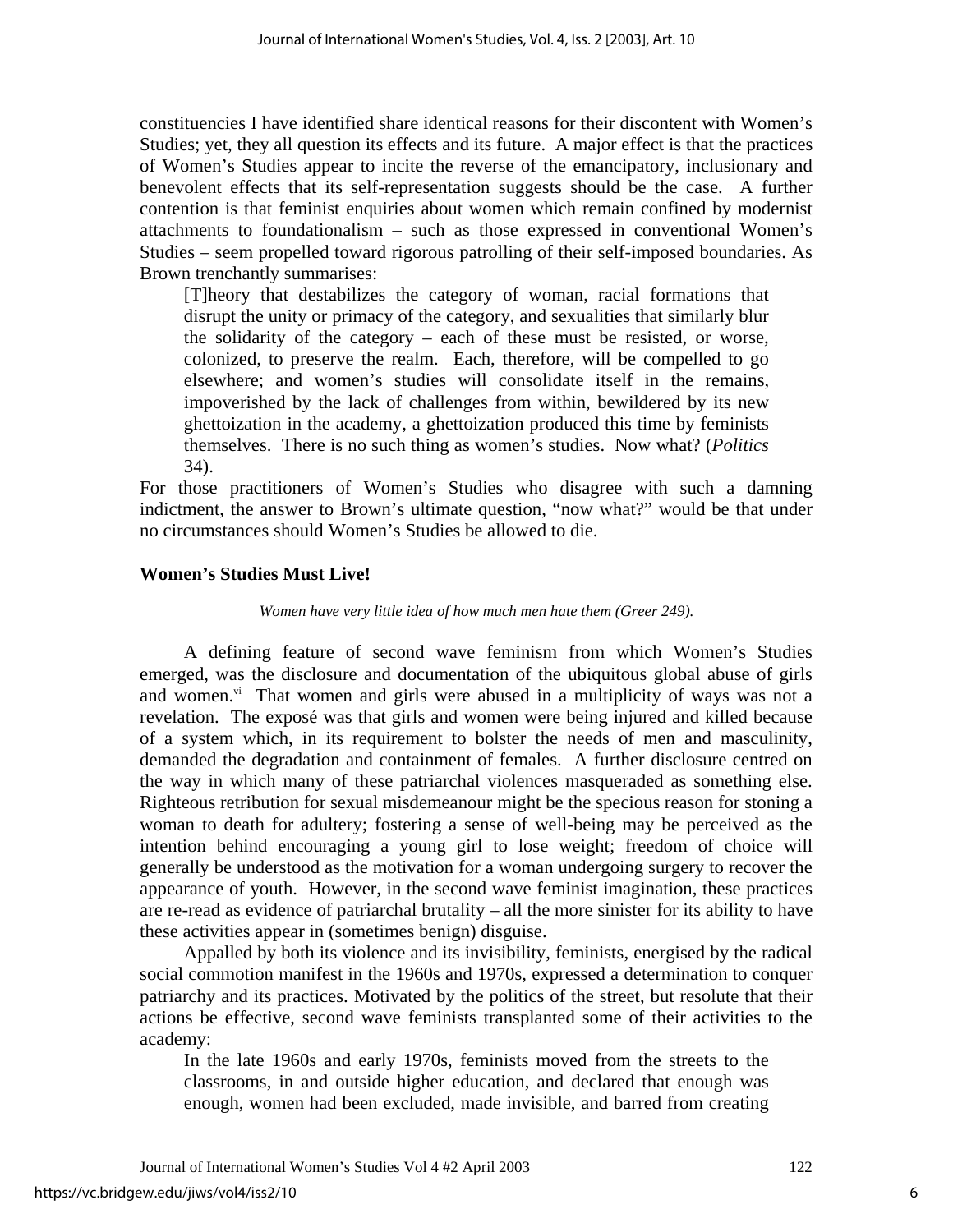constituencies I have identified share identical reasons for their discontent with Women's Studies; yet, they all question its effects and its future. A major effect is that the practices of Women's Studies appear to incite the reverse of the emancipatory, inclusionary and benevolent effects that its self-representation suggests should be the case. A further contention is that feminist enquiries about women which remain confined by modernist attachments to foundationalism – such as those expressed in conventional Women's Studies – seem propelled toward rigorous patrolling of their self-imposed boundaries. As Brown trenchantly summarises:

> [T]heory that destabilizes the category of woman, racial formations that disrupt the unity or primacy of the category, and sexualities that similarly blur the solidarity of the category – each of these must be resisted, or worse, colonized, to preserve the realm. Each, therefore, will be compelled to go elsewhere; and women's studies will consolidate itself in the remains, impoverished by the lack of challenges from within, bewildered by its new ghettoization in the academy, a ghettoization produced this time by feminists themselves. There is no such thing as women's studies. Now what? (*Politics* 34).

For those practitioners of Women's Studies who disagree with such a damning indictment, the answer to Brown's ultimate question, "now what?" would be that under no circumstances should Women's Studies be allowed to die.

## Women's Studies Must Live!

*Women have very little idea of how much men hate them (Greer 249).*

A defining feature of second wave feminism from which Women's Studies emerged, was the disclosure and documentation of the ubiquitous global abuse of girls and women.[vi] That women and girls were abused in a multiplicity of ways was not a revelation. The exposé was that girls and women were being injured and killed because of a system which, in its requirement to bolster the needs of men and masculinity, demanded the degradation and containment of females. A further disclosure centred on the way in which many of these patriarchal violences masqueraded as something else. Righteous retribution for sexual misdemeanour might be the specious reason for stoning a woman to death for adultery; fostering a sense of well-being may be perceived as the intention behind encouraging a young girl to lose weight; freedom of choice will generally be understood as the motivation for a woman undergoing surgery to recover the appearance of youth. However, in the second wave feminist imagination, these practices are re-read as evidence of patriarchal brutality – all the more sinister for its ability to have these activities appear in (sometimes benign) disguise.

Appalled by both its violence and its invisibility, feminists, energised by the radical social commotion manifest in the 1960s and 1970s, expressed a determination to conquer patriarchy and its practices. Motivated by the politics of the street, but resolute that their actions be effective, second wave feminists transplanted some of their activities to the academy:

> In the late 1960s and early 1970s, feminists moved from the streets to the classrooms, in and outside higher education, and declared that enough was enough, women had been excluded, made invisible, and barred from creating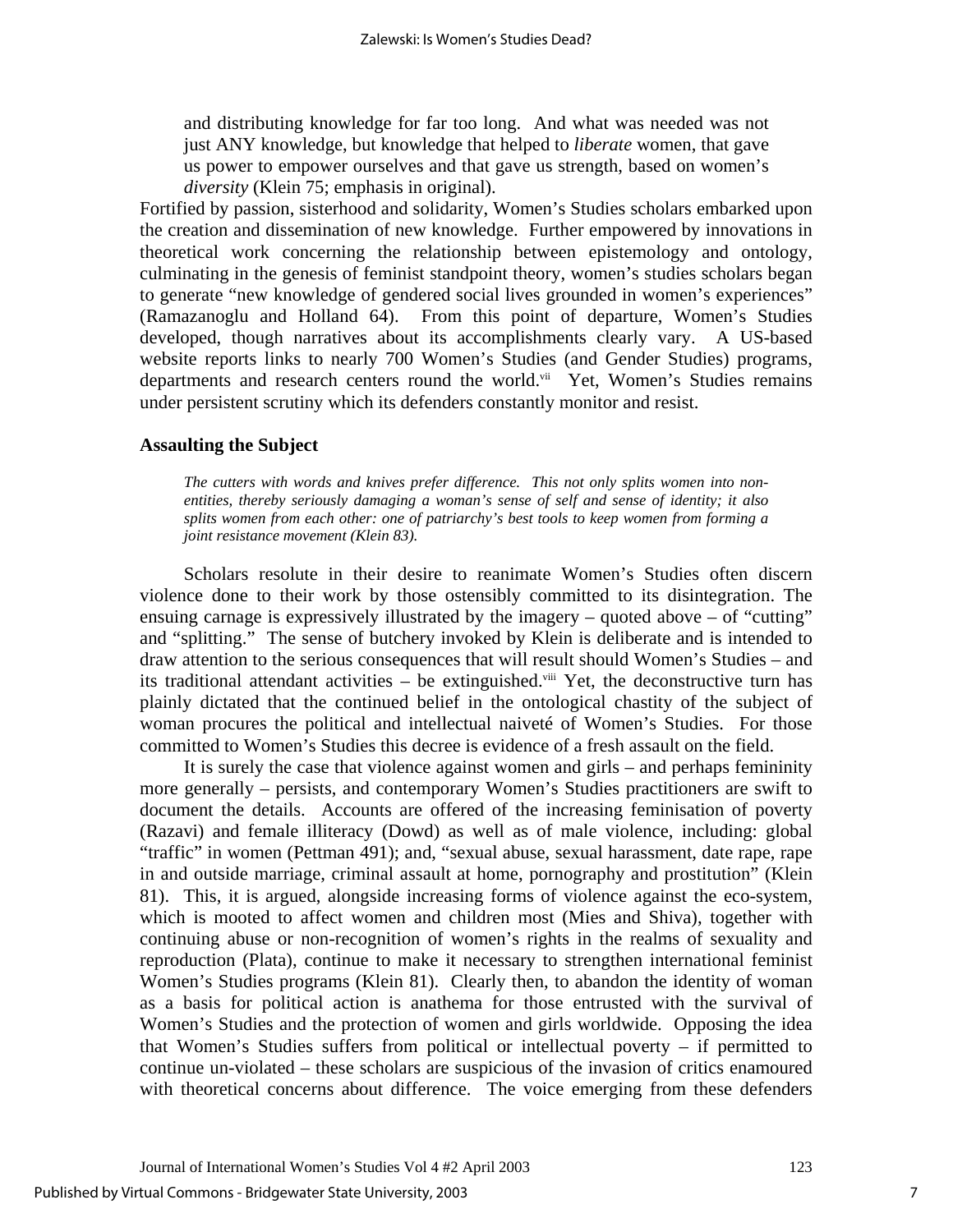> and distributing knowledge for far too long. And what was needed was not just ANY knowledge, but knowledge that helped to *liberate* women, that gave us power to empower ourselves and that gave us strength, based on women's *diversity* (Klein 75; emphasis in original).

Fortified by passion, sisterhood and solidarity, Women's Studies scholars embarked upon the creation and dissemination of new knowledge. Further empowered by innovations in theoretical work concerning the relationship between epistemology and ontology, culminating in the genesis of feminist standpoint theory, women's studies scholars began to generate "new knowledge of gendered social lives grounded in women's experiences" (Ramazanoglu and Holland 64). From this point of departure, Women's Studies developed, though narratives about its accomplishments clearly vary. A US-based website reports links to nearly 700 Women's Studies (and Gender Studies) programs, departments and research centers round the world.[vii] Yet, Women's Studies remains under persistent scrutiny which its defenders constantly monitor and resist.

### Assaulting the Subject

> *The cutters with words and knives prefer difference. This not only splits women into non-entities, thereby seriously damaging a woman's sense of self and sense of identity; it also splits women from each other: one of patriarchy's best tools to keep women from forming a joint resistance movement (Klein 83).*

Scholars resolute in their desire to reanimate Women's Studies often discern violence done to their work by those ostensibly committed to its disintegration. The ensuing carnage is expressively illustrated by the imagery – quoted above – of "cutting" and "splitting." The sense of butchery invoked by Klein is deliberate and is intended to draw attention to the serious consequences that will result should Women's Studies – and its traditional attendant activities – be extinguished.[viii] Yet, the deconstructive turn has plainly dictated that the continued belief in the ontological chastity of the subject of woman procures the political and intellectual naiveté of Women's Studies. For those committed to Women's Studies this decree is evidence of a fresh assault on the field.

It is surely the case that violence against women and girls – and perhaps femininity more generally – persists, and contemporary Women's Studies practitioners are swift to document the details. Accounts are offered of the increasing feminisation of poverty (Razavi) and female illiteracy (Dowd) as well as of male violence, including: global "traffic" in women (Pettman 491); and, "sexual abuse, sexual harassment, date rape, rape in and outside marriage, criminal assault at home, pornography and prostitution" (Klein 81). This, it is argued, alongside increasing forms of violence against the eco-system, which is mooted to affect women and children most (Mies and Shiva), together with continuing abuse or non-recognition of women's rights in the realms of sexuality and reproduction (Plata), continue to make it necessary to strengthen international feminist Women's Studies programs (Klein 81). Clearly then, to abandon the identity of woman as a basis for political action is anathema for those entrusted with the survival of Women's Studies and the protection of women and girls worldwide. Opposing the idea that Women's Studies suffers from political or intellectual poverty – if permitted to continue un-violated – these scholars are suspicious of the invasion of critics enamoured with theoretical concerns about difference. The voice emerging from these defenders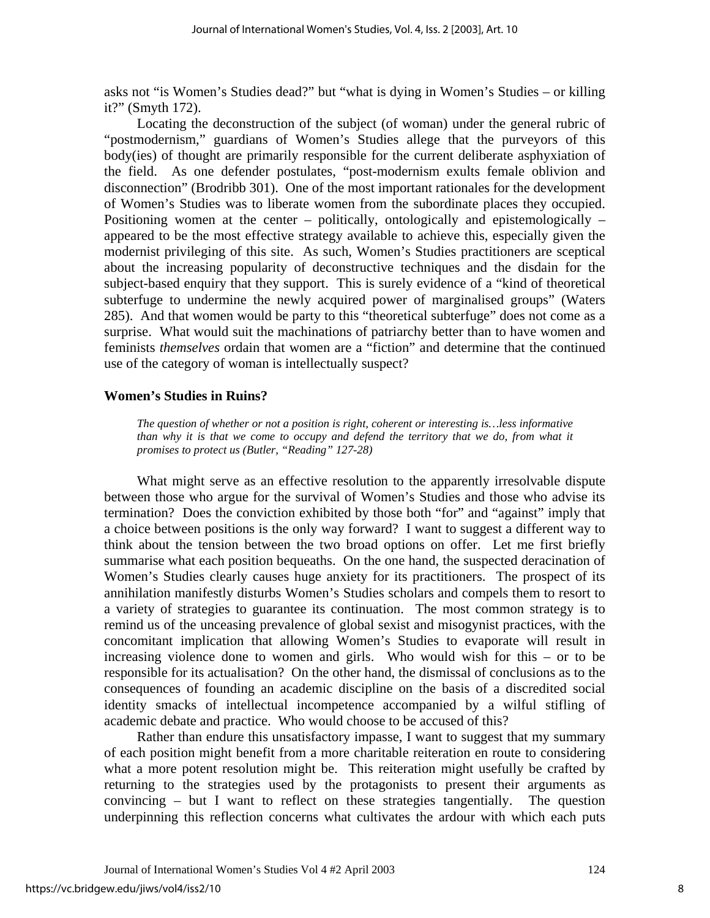asks not "is Women's Studies dead?" but "what is dying in Women's Studies – or killing it?" (Smyth 172).

Locating the deconstruction of the subject (of woman) under the general rubric of "postmodernism," guardians of Women's Studies allege that the purveyors of this body(ies) of thought are primarily responsible for the current deliberate asphyxiation of the field. As one defender postulates, "post-modernism exults female oblivion and disconnection" (Brodribb 301). One of the most important rationales for the development of Women's Studies was to liberate women from the subordinate places they occupied. Positioning women at the center – politically, ontologically and epistemologically – appeared to be the most effective strategy available to achieve this, especially given the modernist privileging of this site. As such, Women's Studies practitioners are sceptical about the increasing popularity of deconstructive techniques and the disdain for the subject-based enquiry that they support. This is surely evidence of a "kind of theoretical subterfuge to undermine the newly acquired power of marginalised groups" (Waters 285). And that women would be party to this "theoretical subterfuge" does not come as a surprise. What would suit the machinations of patriarchy better than to have women and feminists *themselves* ordain that women are a "fiction" and determine that the continued use of the category of woman is intellectually suspect?

## Women's Studies in Ruins?

> *The question of whether or not a position is right, coherent or interesting is…less informative than why it is that we come to occupy and defend the territory that we do, from what it promises to protect us (Butler, "Reading" 127-28)*

What might serve as an effective resolution to the apparently irresolvable dispute between those who argue for the survival of Women's Studies and those who advise its termination? Does the conviction exhibited by those both "for" and "against" imply that a choice between positions is the only way forward? I want to suggest a different way to think about the tension between the two broad options on offer. Let me first briefly summarise what each position bequeaths. On the one hand, the suspected deracination of Women's Studies clearly causes huge anxiety for its practitioners. The prospect of its annihilation manifestly disturbs Women's Studies scholars and compels them to resort to a variety of strategies to guarantee its continuation. The most common strategy is to remind us of the unceasing prevalence of global sexist and misogynist practices, with the concomitant implication that allowing Women's Studies to evaporate will result in increasing violence done to women and girls. Who would wish for this – or to be responsible for its actualisation? On the other hand, the dismissal of conclusions as to the consequences of founding an academic discipline on the basis of a discredited social identity smacks of intellectual incompetence accompanied by a wilful stifling of academic debate and practice. Who would choose to be accused of this?

Rather than endure this unsatisfactory impasse, I want to suggest that my summary of each position might benefit from a more charitable reiteration en route to considering what a more potent resolution might be. This reiteration might usefully be crafted by returning to the strategies used by the protagonists to present their arguments as convincing – but I want to reflect on these strategies tangentially. The question underpinning this reflection concerns what cultivates the ardour with which each puts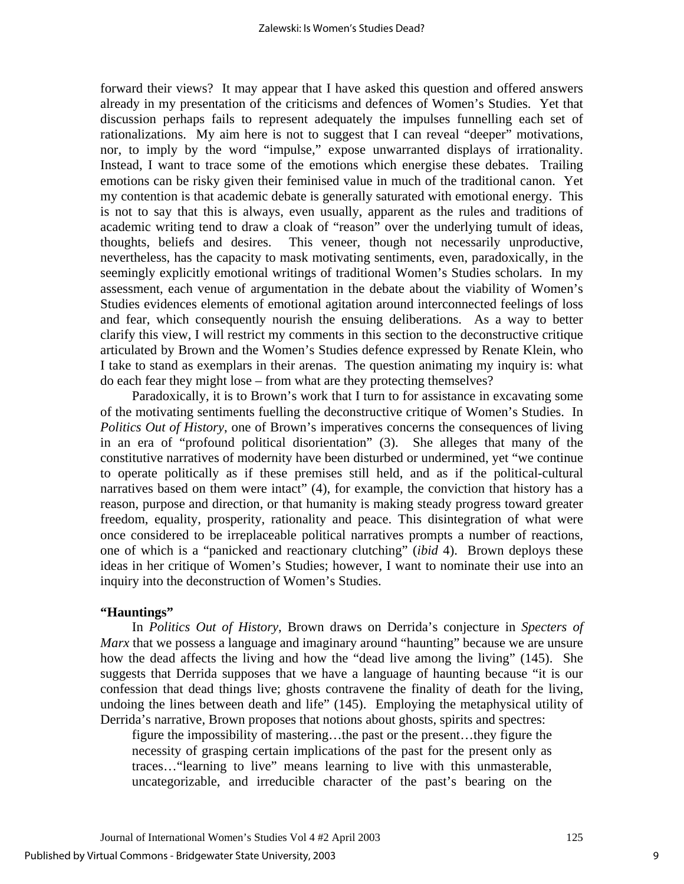forward their views? It may appear that I have asked this question and offered answers already in my presentation of the criticisms and defences of Women's Studies. Yet that discussion perhaps fails to represent adequately the impulses funnelling each set of rationalizations. My aim here is not to suggest that I can reveal "deeper" motivations, nor, to imply by the word "impulse," expose unwarranted displays of irrationality. Instead, I want to trace some of the emotions which energise these debates. Trailing emotions can be risky given their feminised value in much of the traditional canon. Yet my contention is that academic debate is generally saturated with emotional energy. This is not to say that this is always, even usually, apparent as the rules and traditions of academic writing tend to draw a cloak of "reason" over the underlying tumult of ideas, thoughts, beliefs and desires. This veneer, though not necessarily unproductive, nevertheless, has the capacity to mask motivating sentiments, even, paradoxically, in the seemingly explicitly emotional writings of traditional Women's Studies scholars. In my assessment, each venue of argumentation in the debate about the viability of Women's Studies evidences elements of emotional agitation around interconnected feelings of loss and fear, which consequently nourish the ensuing deliberations. As a way to better clarify this view, I will restrict my comments in this section to the deconstructive critique articulated by Brown and the Women's Studies defence expressed by Renate Klein, who I take to stand as exemplars in their arenas. The question animating my inquiry is: what do each fear they might lose – from what are they protecting themselves?

Paradoxically, it is to Brown's work that I turn to for assistance in excavating some of the motivating sentiments fuelling the deconstructive critique of Women's Studies. In *Politics Out of History*, one of Brown's imperatives concerns the consequences of living in an era of "profound political disorientation" (3). She alleges that many of the constitutive narratives of modernity have been disturbed or undermined, yet "we continue to operate politically as if these premises still held, and as if the political-cultural narratives based on them were intact" (4), for example, the conviction that history has a reason, purpose and direction, or that humanity is making steady progress toward greater freedom, equality, prosperity, rationality and peace. This disintegration of what were once considered to be irreplaceable political narratives prompts a number of reactions, one of which is a "panicked and reactionary clutching" (*ibid* 4). Brown deploys these ideas in her critique of Women's Studies; however, I want to nominate their use into an inquiry into the deconstruction of Women's Studies.

**"Hauntings"**

In *Politics Out of History*, Brown draws on Derrida's conjecture in *Specters of Marx* that we possess a language and imaginary around "haunting" because we are unsure how the dead affects the living and how the "dead live among the living" (145). She suggests that Derrida supposes that we have a language of haunting because "it is our confession that dead things live; ghosts contravene the finality of death for the living, undoing the lines between death and life" (145). Employing the metaphysical utility of Derrida's narrative, Brown proposes that notions about ghosts, spirits and spectres:

> figure the impossibility of mastering…the past or the present…they figure the necessity of grasping certain implications of the past for the present only as traces…"learning to live" means learning to live with this unmasterable, uncategorizable, and irreducible character of the past's bearing on the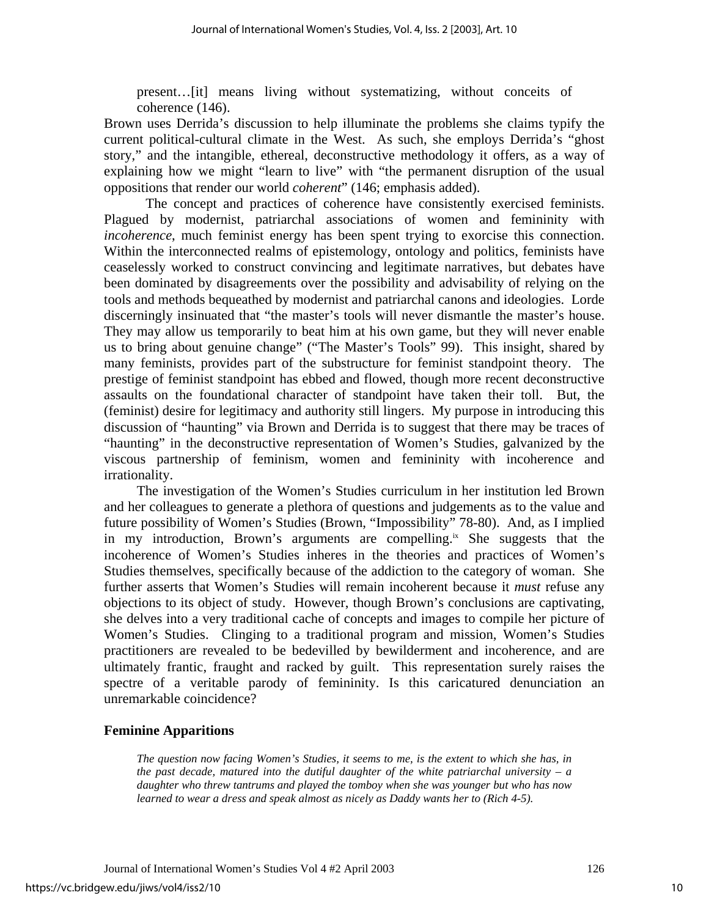present…[it] means living without systematizing, without conceits of coherence (146).

Brown uses Derrida's discussion to help illuminate the problems she claims typify the current political-cultural climate in the West. As such, she employs Derrida's "ghost story," and the intangible, ethereal, deconstructive methodology it offers, as a way of explaining how we might "learn to live" with "the permanent disruption of the usual oppositions that render our world *coherent*" (146; emphasis added).

The concept and practices of coherence have consistently exercised feminists. Plagued by modernist, patriarchal associations of women and femininity with *incoherence*, much feminist energy has been spent trying to exorcise this connection. Within the interconnected realms of epistemology, ontology and politics, feminists have ceaselessly worked to construct convincing and legitimate narratives, but debates have been dominated by disagreements over the possibility and advisability of relying on the tools and methods bequeathed by modernist and patriarchal canons and ideologies. Lorde discerningly insinuated that "the master's tools will never dismantle the master's house. They may allow us temporarily to beat him at his own game, but they will never enable us to bring about genuine change" ("The Master's Tools" 99). This insight, shared by many feminists, provides part of the substructure for feminist standpoint theory. The prestige of feminist standpoint has ebbed and flowed, though more recent deconstructive assaults on the foundational character of standpoint have taken their toll. But, the (feminist) desire for legitimacy and authority still lingers. My purpose in introducing this discussion of "haunting" via Brown and Derrida is to suggest that there may be traces of "haunting" in the deconstructive representation of Women's Studies, galvanized by the viscous partnership of feminism, women and femininity with incoherence and irrationality.

The investigation of the Women's Studies curriculum in her institution led Brown and her colleagues to generate a plethora of questions and judgements as to the value and future possibility of Women's Studies (Brown, "Impossibility" 78-80). And, as I implied in my introduction, Brown's arguments are compelling.[ix] She suggests that the incoherence of Women's Studies inheres in the theories and practices of Women's Studies themselves, specifically because of the addiction to the category of woman. She further asserts that Women's Studies will remain incoherent because it *must* refuse any objections to its object of study. However, though Brown's conclusions are captivating, she delves into a very traditional cache of concepts and images to compile her picture of Women's Studies. Clinging to a traditional program and mission, Women's Studies practitioners are revealed to be bedevilled by bewilderment and incoherence, and are ultimately frantic, fraught and racked by guilt. This representation surely raises the spectre of a veritable parody of femininity. Is this caricatured denunciation an unremarkable coincidence?

## Feminine Apparitions

> *The question now facing Women's Studies, it seems to me, is the extent to which she has, in the past decade, matured into the dutiful daughter of the white patriarchal university – a daughter who threw tantrums and played the tomboy when she was younger but who has now learned to wear a dress and speak almost as nicely as Daddy wants her to (Rich 4-5).*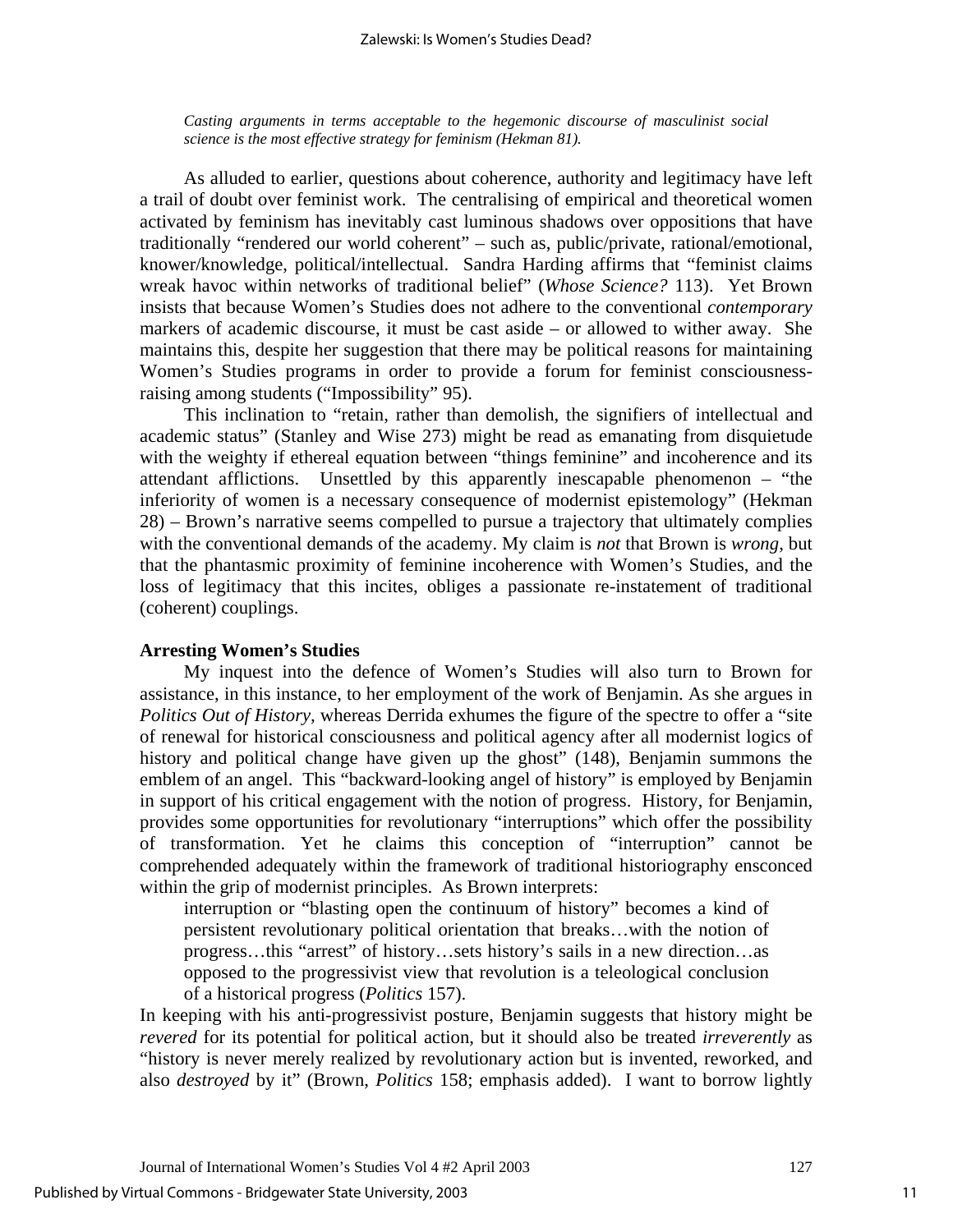*Casting arguments in terms acceptable to the hegemonic discourse of masculinist social science is the most effective strategy for feminism (Hekman 81).*

As alluded to earlier, questions about coherence, authority and legitimacy have left a trail of doubt over feminist work. The centralising of empirical and theoretical women activated by feminism has inevitably cast luminous shadows over oppositions that have traditionally "rendered our world coherent" – such as, public/private, rational/emotional, knower/knowledge, political/intellectual. Sandra Harding affirms that "feminist claims wreak havoc within networks of traditional belief" (*Whose Science?* 113). Yet Brown insists that because Women's Studies does not adhere to the conventional *contemporary* markers of academic discourse, it must be cast aside – or allowed to wither away. She maintains this, despite her suggestion that there may be political reasons for maintaining Women's Studies programs in order to provide a forum for feminist consciousness-raising among students ("Impossibility" 95).

This inclination to "retain, rather than demolish, the signifiers of intellectual and academic status" (Stanley and Wise 273) might be read as emanating from disquietude with the weighty if ethereal equation between "things feminine" and incoherence and its attendant afflictions. Unsettled by this apparently inescapable phenomenon – "the inferiority of women is a necessary consequence of modernist epistemology" (Hekman 28) – Brown's narrative seems compelled to pursue a trajectory that ultimately complies with the conventional demands of the academy. My claim is *not* that Brown is *wrong*, but that the phantasmic proximity of feminine incoherence with Women's Studies, and the loss of legitimacy that this incites, obliges a passionate re-instatement of traditional (coherent) couplings.

**Arresting Women's Studies**

My inquest into the defence of Women's Studies will also turn to Brown for assistance, in this instance, to her employment of the work of Benjamin. As she argues in *Politics Out of History*, whereas Derrida exhumes the figure of the spectre to offer a "site of renewal for historical consciousness and political agency after all modernist logics of history and political change have given up the ghost" (148), Benjamin summons the emblem of an angel. This "backward-looking angel of history" is employed by Benjamin in support of his critical engagement with the notion of progress. History, for Benjamin, provides some opportunities for revolutionary "interruptions" which offer the possibility of transformation. Yet he claims this conception of "interruption" cannot be comprehended adequately within the framework of traditional historiography ensconced within the grip of modernist principles. As Brown interprets:

> interruption or "blasting open the continuum of history" becomes a kind of persistent revolutionary political orientation that breaks…with the notion of progress…this "arrest" of history…sets history's sails in a new direction…as opposed to the progressivist view that revolution is a teleological conclusion of a historical progress (*Politics* 157).

In keeping with his anti-progressivist posture, Benjamin suggests that history might be *revered* for its potential for political action, but it should also be treated *irreverently* as "history is never merely realized by revolutionary action but is invented, reworked, and also *destroyed* by it" (Brown, *Politics* 158; emphasis added). I want to borrow lightly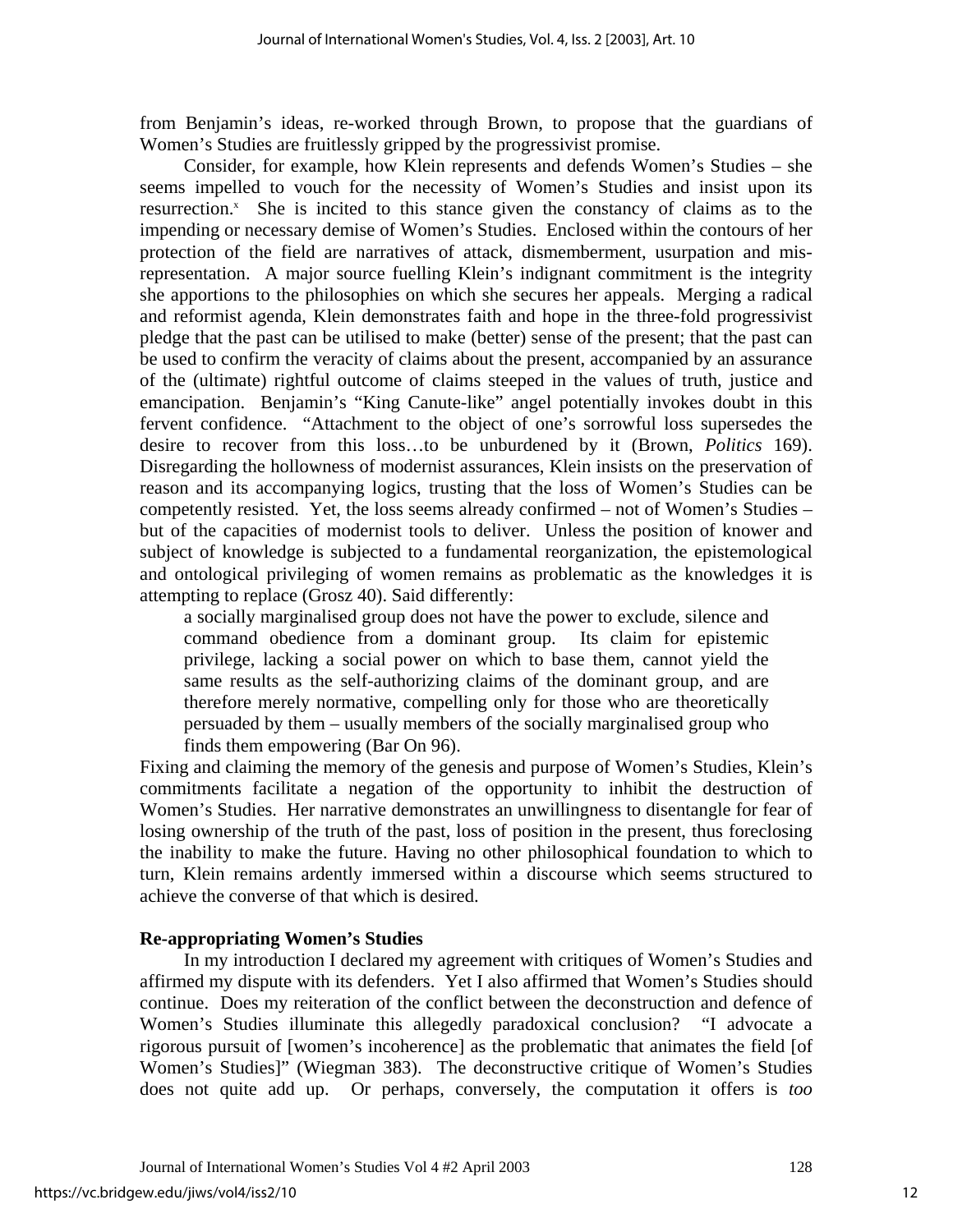from Benjamin's ideas, re-worked through Brown, to propose that the guardians of Women's Studies are fruitlessly gripped by the progressivist promise.

Consider, for example, how Klein represents and defends Women's Studies – she seems impelled to vouch for the necessity of Women's Studies and insist upon its resurrection.[x] She is incited to this stance given the constancy of claims as to the impending or necessary demise of Women's Studies. Enclosed within the contours of her protection of the field are narratives of attack, dismemberment, usurpation and mis-representation. A major source fuelling Klein's indignant commitment is the integrity she apportions to the philosophies on which she secures her appeals. Merging a radical and reformist agenda, Klein demonstrates faith and hope in the three-fold progressivist pledge that the past can be utilised to make (better) sense of the present; that the past can be used to confirm the veracity of claims about the present, accompanied by an assurance of the (ultimate) rightful outcome of claims steeped in the values of truth, justice and emancipation. Benjamin's "King Canute-like" angel potentially invokes doubt in this fervent confidence. "Attachment to the object of one's sorrowful loss supersedes the desire to recover from this loss…to be unburdened by it (Brown, *Politics* 169). Disregarding the hollowness of modernist assurances, Klein insists on the preservation of reason and its accompanying logics, trusting that the loss of Women's Studies can be competently resisted. Yet, the loss seems already confirmed – not of Women's Studies – but of the capacities of modernist tools to deliver. Unless the position of knower and subject of knowledge is subjected to a fundamental reorganization, the epistemological and ontological privileging of women remains as problematic as the knowledges it is attempting to replace (Grosz 40). Said differently:

> a socially marginalised group does not have the power to exclude, silence and command obedience from a dominant group. Its claim for epistemic privilege, lacking a social power on which to base them, cannot yield the same results as the self-authorizing claims of the dominant group, and are therefore merely normative, compelling only for those who are theoretically persuaded by them – usually members of the socially marginalised group who finds them empowering (Bar On 96).

Fixing and claiming the memory of the genesis and purpose of Women's Studies, Klein's commitments facilitate a negation of the opportunity to inhibit the destruction of Women's Studies. Her narrative demonstrates an unwillingness to disentangle for fear of losing ownership of the truth of the past, loss of position in the present, thus foreclosing the inability to make the future. Having no other philosophical foundation to which to turn, Klein remains ardently immersed within a discourse which seems structured to achieve the converse of that which is desired.

## Re-appropriating Women's Studies

In my introduction I declared my agreement with critiques of Women's Studies and affirmed my dispute with its defenders. Yet I also affirmed that Women's Studies should continue. Does my reiteration of the conflict between the deconstruction and defence of Women's Studies illuminate this allegedly paradoxical conclusion? "I advocate a rigorous pursuit of [women's incoherence] as the problematic that animates the field [of Women's Studies]" (Wiegman 383). The deconstructive critique of Women's Studies does not quite add up. Or perhaps, conversely, the computation it offers is *too*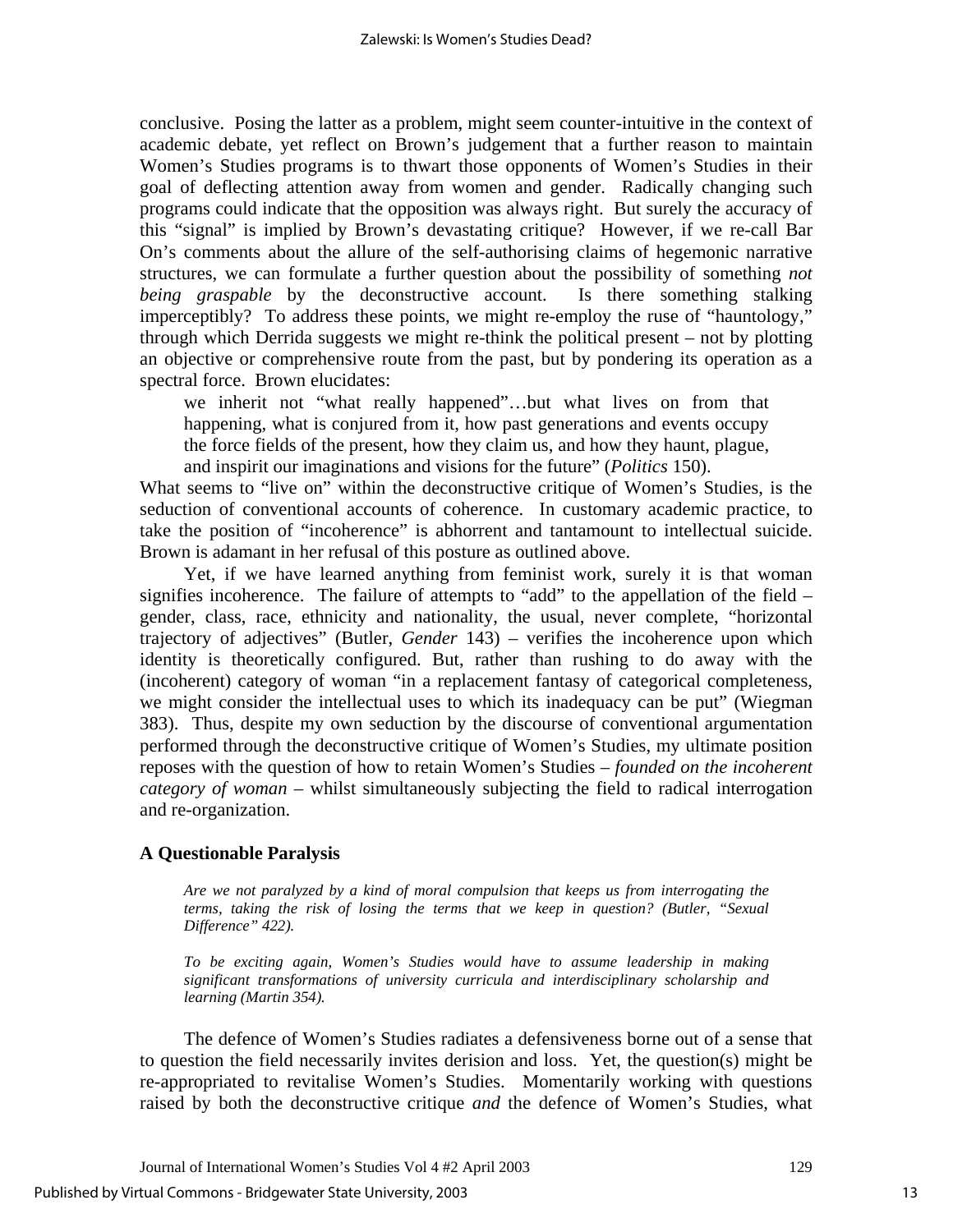conclusive. Posing the latter as a problem, might seem counter-intuitive in the context of academic debate, yet reflect on Brown's judgement that a further reason to maintain Women's Studies programs is to thwart those opponents of Women's Studies in their goal of deflecting attention away from women and gender. Radically changing such programs could indicate that the opposition was always right. But surely the accuracy of this "signal" is implied by Brown's devastating critique? However, if we re-call Bar On's comments about the allure of the self-authorising claims of hegemonic narrative structures, we can formulate a further question about the possibility of something *not being graspable* by the deconstructive account. Is there something stalking imperceptibly? To address these points, we might re-employ the ruse of "hauntology," through which Derrida suggests we might re-think the political present – not by plotting an objective or comprehensive route from the past, but by pondering its operation as a spectral force. Brown elucidates:

> we inherit not "what really happened"…but what lives on from that happening, what is conjured from it, how past generations and events occupy the force fields of the present, how they claim us, and how they haunt, plague, and inspirit our imaginations and visions for the future" (*Politics* 150).

What seems to "live on" within the deconstructive critique of Women's Studies, is the seduction of conventional accounts of coherence. In customary academic practice, to take the position of "incoherence" is abhorrent and tantamount to intellectual suicide. Brown is adamant in her refusal of this posture as outlined above.

Yet, if we have learned anything from feminist work, surely it is that woman signifies incoherence. The failure of attempts to "add" to the appellation of the field – gender, class, race, ethnicity and nationality, the usual, never complete, "horizontal trajectory of adjectives" (Butler, *Gender* 143) – verifies the incoherence upon which identity is theoretically configured. But, rather than rushing to do away with the (incoherent) category of woman "in a replacement fantasy of categorical completeness, we might consider the intellectual uses to which its inadequacy can be put" (Wiegman 383). Thus, despite my own seduction by the discourse of conventional argumentation performed through the deconstructive critique of Women's Studies, my ultimate position reposes with the question of how to retain Women's Studies – *founded on the incoherent category of woman* – whilst simultaneously subjecting the field to radical interrogation and re-organization.

### A Questionable Paralysis

> *Are we not paralyzed by a kind of moral compulsion that keeps us from interrogating the terms, taking the risk of losing the terms that we keep in question? (Butler, "Sexual Difference" 422).*

> *To be exciting again, Women's Studies would have to assume leadership in making significant transformations of university curricula and interdisciplinary scholarship and learning (Martin 354).*

The defence of Women's Studies radiates a defensiveness borne out of a sense that to question the field necessarily invites derision and loss. Yet, the question(s) might be re-appropriated to revitalise Women's Studies. Momentarily working with questions raised by both the deconstructive critique *and* the defence of Women's Studies, what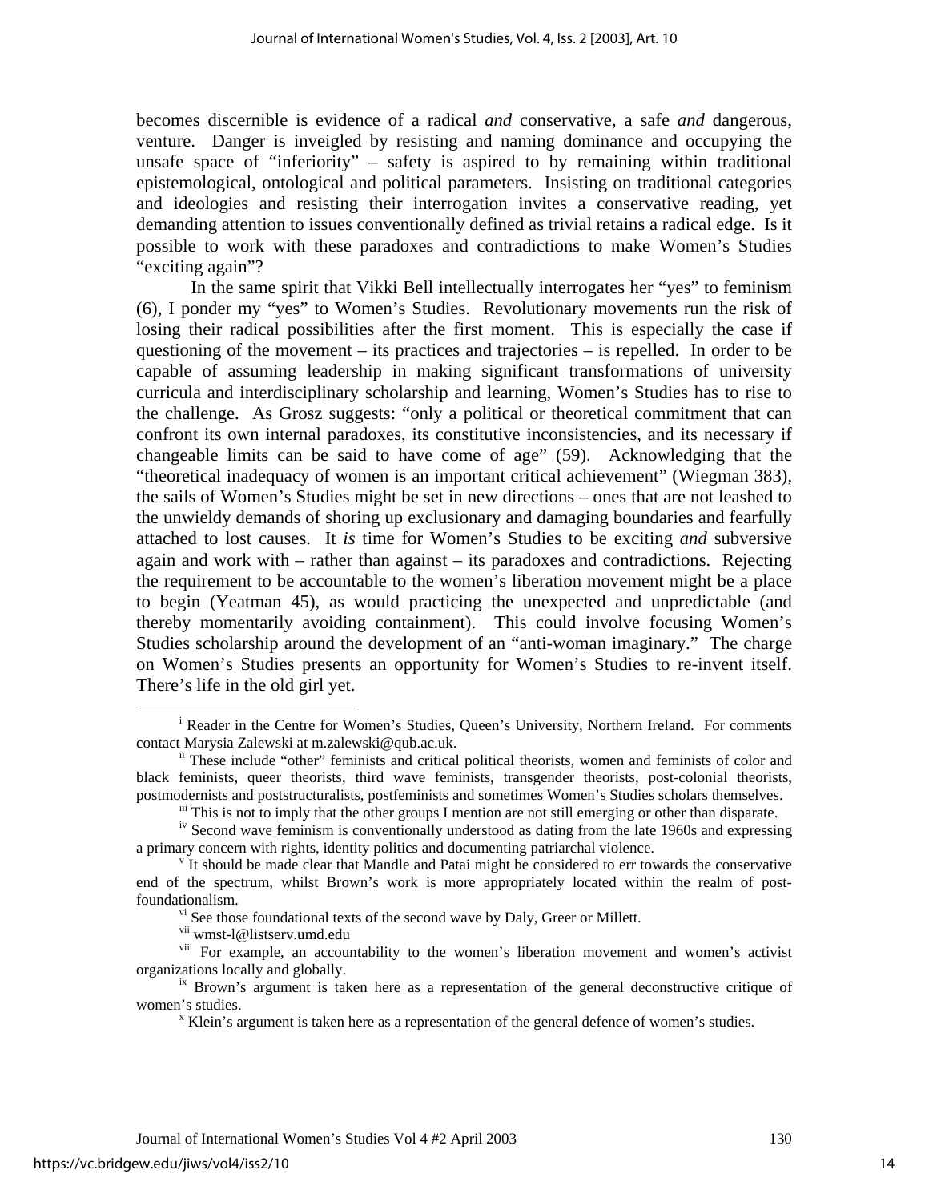becomes discernible is evidence of a radical *and* conservative, a safe *and* dangerous, venture. Danger is inveigled by resisting and naming dominance and occupying the unsafe space of "inferiority" – safety is aspired to by remaining within traditional epistemological, ontological and political parameters. Insisting on traditional categories and ideologies and resisting their interrogation invites a conservative reading, yet demanding attention to issues conventionally defined as trivial retains a radical edge. Is it possible to work with these paradoxes and contradictions to make Women's Studies "exciting again"?

In the same spirit that Vikki Bell intellectually interrogates her "yes" to feminism (6), I ponder my "yes" to Women's Studies. Revolutionary movements run the risk of losing their radical possibilities after the first moment. This is especially the case if questioning of the movement – its practices and trajectories – is repelled. In order to be capable of assuming leadership in making significant transformations of university curricula and interdisciplinary scholarship and learning, Women's Studies has to rise to the challenge. As Grosz suggests: "only a political or theoretical commitment that can confront its own internal paradoxes, its constitutive inconsistencies, and its necessary if changeable limits can be said to have come of age" (59). Acknowledging that the "theoretical inadequacy of women is an important critical achievement" (Wiegman 383), the sails of Women's Studies might be set in new directions – ones that are not leashed to the unwieldy demands of shoring up exclusionary and damaging boundaries and fearfully attached to lost causes. It *is* time for Women's Studies to be exciting *and* subversive again and work with – rather than against – its paradoxes and contradictions. Rejecting the requirement to be accountable to the women's liberation movement might be a place to begin (Yeatman 45), as would practicing the unexpected and unpredictable (and thereby momentarily avoiding containment). This could involve focusing Women's Studies scholarship around the development of an "anti-woman imaginary." The charge on Women's Studies presents an opportunity for Women's Studies to re-invent itself. There's life in the old girl yet.

---

[i] Reader in the Centre for Women's Studies, Queen's University, Northern Ireland. For comments contact Marysia Zalewski at m.zalewski@qub.ac.uk.

[ii] These include "other" feminists and critical political theorists, women and feminists of color and black feminists, queer theorists, third wave feminists, transgender theorists, post-colonial theorists, postmodernists and poststructuralists, postfeminists and sometimes Women's Studies scholars themselves.

[iii] This is not to imply that the other groups I mention are not still emerging or other than disparate.

[iv] Second wave feminism is conventionally understood as dating from the late 1960s and expressing a primary concern with rights, identity politics and documenting patriarchal violence.

[v] It should be made clear that Mandle and Patai might be considered to err towards the conservative end of the spectrum, whilst Brown's work is more appropriately located within the realm of post-foundationalism.

[vi] See those foundational texts of the second wave by Daly, Greer or Millett.

[vii] wmst-l@listserv.umd.edu

[viii] For example, an accountability to the women's liberation movement and women's activist organizations locally and globally.

[ix] Brown's argument is taken here as a representation of the general deconstructive critique of women's studies.

[x] Klein's argument is taken here as a representation of the general defence of women's studies.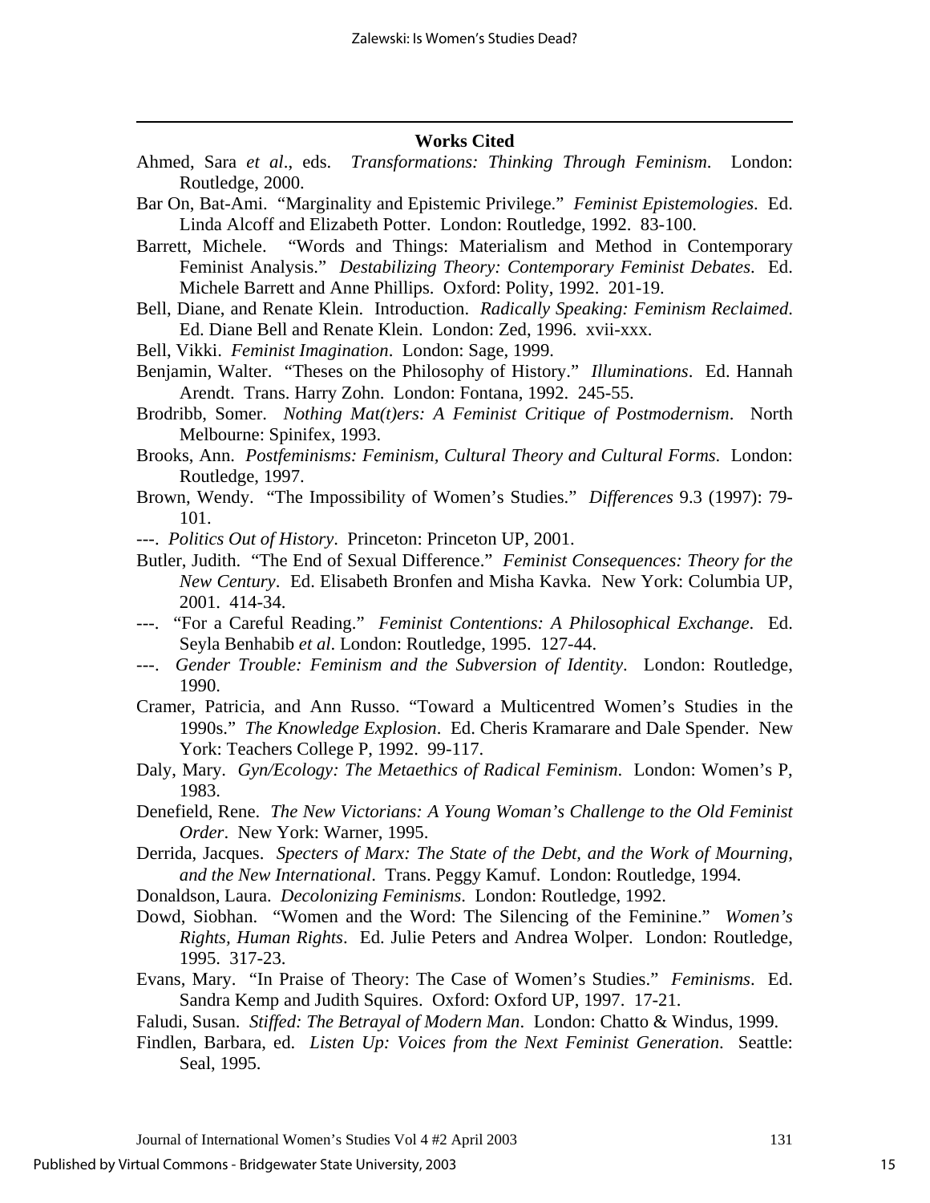## Works Cited

Ahmed, Sara *et al*., eds. *Transformations: Thinking Through Feminism*. London: Routledge, 2000.

Bar On, Bat-Ami. "Marginality and Epistemic Privilege." *Feminist Epistemologies*. Ed. Linda Alcoff and Elizabeth Potter. London: Routledge, 1992. 83-100.

Barrett, Michele. "Words and Things: Materialism and Method in Contemporary Feminist Analysis." *Destabilizing Theory: Contemporary Feminist Debates*. Ed. Michele Barrett and Anne Phillips. Oxford: Polity, 1992. 201-19.

Bell, Diane, and Renate Klein. Introduction. *Radically Speaking: Feminism Reclaimed*. Ed. Diane Bell and Renate Klein. London: Zed, 1996. xvii-xxx.

Bell, Vikki. *Feminist Imagination*. London: Sage, 1999.

Benjamin, Walter. "Theses on the Philosophy of History." *Illuminations*. Ed. Hannah Arendt. Trans. Harry Zohn. London: Fontana, 1992. 245-55.

Brodribb, Somer. *Nothing Mat(t)ers: A Feminist Critique of Postmodernism*. North Melbourne: Spinifex, 1993.

Brooks, Ann. *Postfeminisms: Feminism, Cultural Theory and Cultural Forms*. London: Routledge, 1997.

Brown, Wendy. "The Impossibility of Women's Studies." *Differences* 9.3 (1997): 79-101.

---. *Politics Out of History*. Princeton: Princeton UP, 2001.

Butler, Judith. "The End of Sexual Difference." *Feminist Consequences: Theory for the New Century*. Ed. Elisabeth Bronfen and Misha Kavka. New York: Columbia UP, 2001. 414-34.

---. "For a Careful Reading." *Feminist Contentions: A Philosophical Exchange*. Ed. Seyla Benhabib *et al*. London: Routledge, 1995. 127-44.

---. *Gender Trouble: Feminism and the Subversion of Identity*. London: Routledge, 1990.

Cramer, Patricia, and Ann Russo. "Toward a Multicentred Women's Studies in the 1990s." *The Knowledge Explosion*. Ed. Cheris Kramarare and Dale Spender. New York: Teachers College P, 1992. 99-117.

Daly, Mary. *Gyn/Ecology: The Metaethics of Radical Feminism*. London: Women's P, 1983.

Denefield, Rene. *The New Victorians: A Young Woman's Challenge to the Old Feminist Order*. New York: Warner, 1995.

Derrida, Jacques. *Specters of Marx: The State of the Debt, and the Work of Mourning, and the New International*. Trans. Peggy Kamuf. London: Routledge, 1994.

Donaldson, Laura. *Decolonizing Feminisms*. London: Routledge, 1992.

Dowd, Siobhan. "Women and the Word: The Silencing of the Feminine." *Women's Rights, Human Rights*. Ed. Julie Peters and Andrea Wolper. London: Routledge, 1995. 317-23.

Evans, Mary. "In Praise of Theory: The Case of Women's Studies." *Feminisms*. Ed. Sandra Kemp and Judith Squires. Oxford: Oxford UP, 1997. 17-21.

Faludi, Susan. *Stiffed: The Betrayal of Modern Man*. London: Chatto & Windus, 1999.

Findlen, Barbara, ed. *Listen Up: Voices from the Next Feminist Generation*. Seattle: Seal, 1995.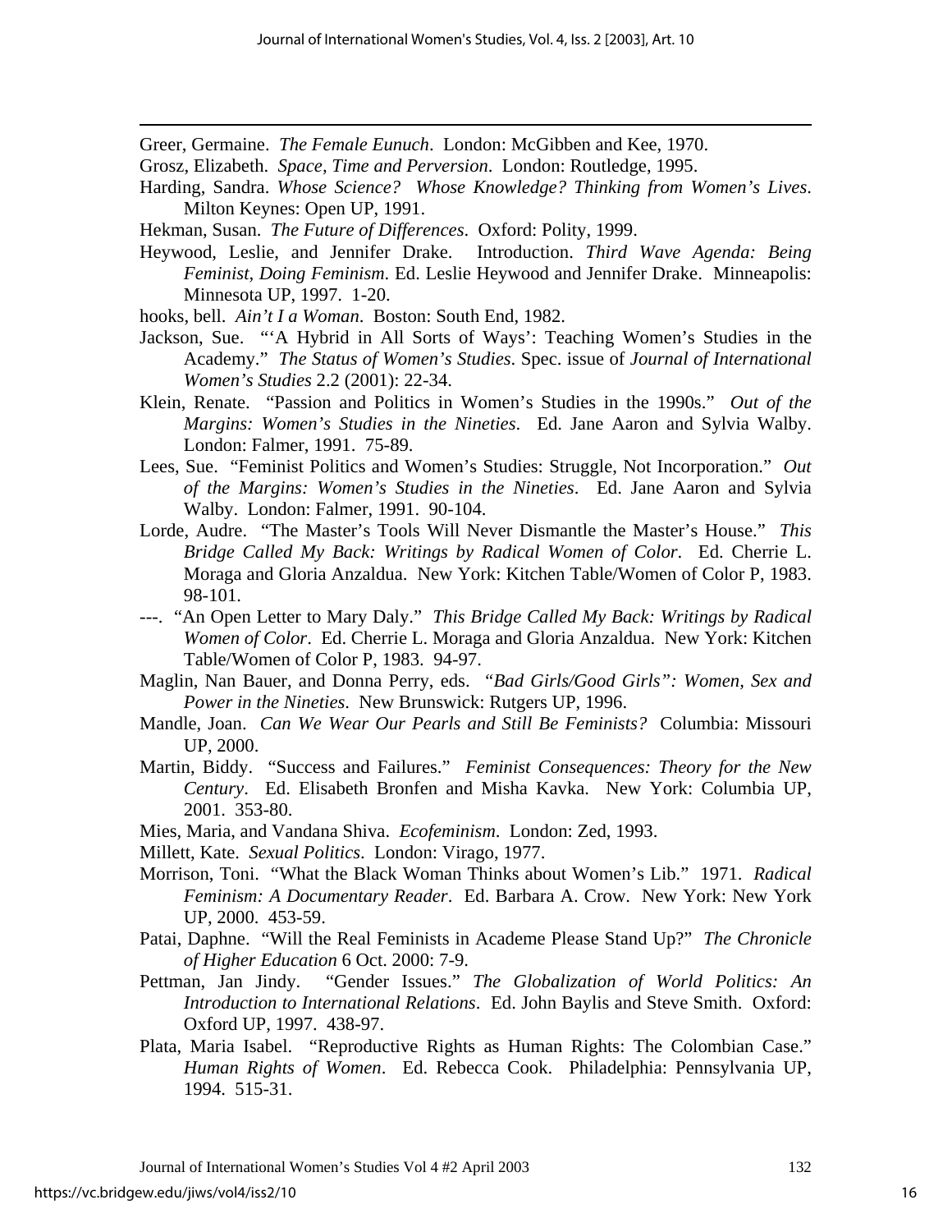Greer, Germaine. *The Female Eunuch*. London: McGibben and Kee, 1970.

Grosz, Elizabeth. *Space, Time and Perversion*. London: Routledge, 1995.

Harding, Sandra. *Whose Science? Whose Knowledge? Thinking from Women's Lives*. Milton Keynes: Open UP, 1991.

Hekman, Susan. *The Future of Differences*. Oxford: Polity, 1999.

Heywood, Leslie, and Jennifer Drake. Introduction. *Third Wave Agenda: Being Feminist, Doing Feminism*. Ed. Leslie Heywood and Jennifer Drake. Minneapolis: Minnesota UP, 1997. 1-20.

hooks, bell. *Ain't I a Woman*. Boston: South End, 1982.

Jackson, Sue. "'A Hybrid in All Sorts of Ways': Teaching Women's Studies in the Academy." *The Status of Women's Studies*. Spec. issue of *Journal of International Women's Studies* 2.2 (2001): 22-34.

Klein, Renate. "Passion and Politics in Women's Studies in the 1990s." *Out of the Margins: Women's Studies in the Nineties*. Ed. Jane Aaron and Sylvia Walby. London: Falmer, 1991. 75-89.

Lees, Sue. "Feminist Politics and Women's Studies: Struggle, Not Incorporation." *Out of the Margins: Women's Studies in the Nineties*. Ed. Jane Aaron and Sylvia Walby. London: Falmer, 1991. 90-104.

Lorde, Audre. "The Master's Tools Will Never Dismantle the Master's House." *This Bridge Called My Back: Writings by Radical Women of Color*. Ed. Cherrie L. Moraga and Gloria Anzaldua. New York: Kitchen Table/Women of Color P, 1983. 98-101.

---. "An Open Letter to Mary Daly." *This Bridge Called My Back: Writings by Radical Women of Color*. Ed. Cherrie L. Moraga and Gloria Anzaldua. New York: Kitchen Table/Women of Color P, 1983. 94-97.

Maglin, Nan Bauer, and Donna Perry, eds. *"Bad Girls/Good Girls": Women, Sex and Power in the Nineties*. New Brunswick: Rutgers UP, 1996.

Mandle, Joan. *Can We Wear Our Pearls and Still Be Feminists?* Columbia: Missouri UP, 2000.

Martin, Biddy. "Success and Failures." *Feminist Consequences: Theory for the New Century*. Ed. Elisabeth Bronfen and Misha Kavka. New York: Columbia UP, 2001. 353-80.

Mies, Maria, and Vandana Shiva. *Ecofeminism*. London: Zed, 1993.

Millett, Kate. *Sexual Politics*. London: Virago, 1977.

Morrison, Toni. "What the Black Woman Thinks about Women's Lib." 1971. *Radical Feminism: A Documentary Reader*. Ed. Barbara A. Crow. New York: New York UP, 2000. 453-59.

Patai, Daphne. "Will the Real Feminists in Academe Please Stand Up?" *The Chronicle of Higher Education* 6 Oct. 2000: 7-9.

Pettman, Jan Jindy. "Gender Issues." *The Globalization of World Politics: An Introduction to International Relations*. Ed. John Baylis and Steve Smith. Oxford: Oxford UP, 1997. 438-97.

Plata, Maria Isabel. "Reproductive Rights as Human Rights: The Colombian Case." *Human Rights of Women*. Ed. Rebecca Cook. Philadelphia: Pennsylvania UP, 1994. 515-31.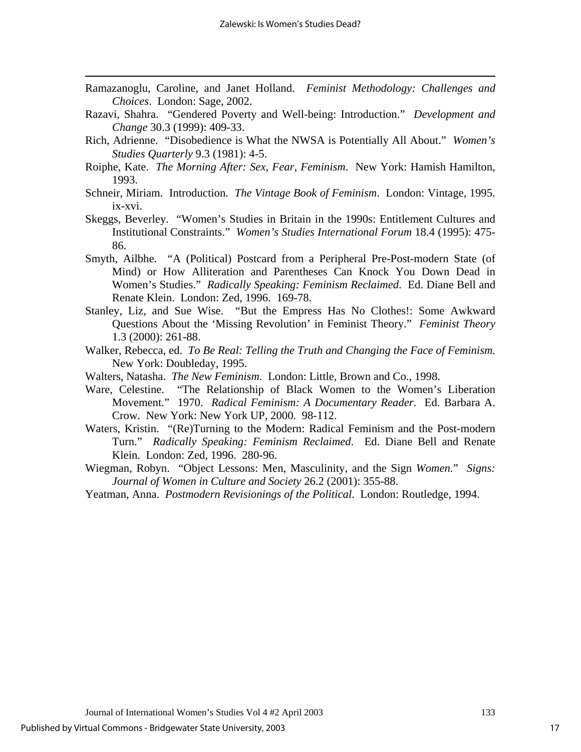Ramazanoglu, Caroline, and Janet Holland. *Feminist Methodology: Challenges and Choices*. London: Sage, 2002.

Razavi, Shahra. "Gendered Poverty and Well-being: Introduction." *Development and Change* 30.3 (1999): 409-33.

Rich, Adrienne. "Disobedience is What the NWSA is Potentially All About." *Women's Studies Quarterly* 9.3 (1981): 4-5.

Roiphe, Kate. *The Morning After: Sex, Fear, Feminism*. New York: Hamish Hamilton, 1993.

Schneir, Miriam. Introduction. *The Vintage Book of Feminism*. London: Vintage, 1995. ix-xvi.

Skeggs, Beverley. "Women's Studies in Britain in the 1990s: Entitlement Cultures and Institutional Constraints." *Women's Studies International Forum* 18.4 (1995): 475-86.

Smyth, Ailbhe. "A (Political) Postcard from a Peripheral Pre-Post-modern State (of Mind) or How Alliteration and Parentheses Can Knock You Down Dead in Women's Studies." *Radically Speaking: Feminism Reclaimed*. Ed. Diane Bell and Renate Klein. London: Zed, 1996. 169-78.

Stanley, Liz, and Sue Wise. "But the Empress Has No Clothes!: Some Awkward Questions About the 'Missing Revolution' in Feminist Theory." *Feminist Theory* 1.3 (2000): 261-88.

Walker, Rebecca, ed. *To Be Real: Telling the Truth and Changing the Face of Feminism.* New York: Doubleday, 1995.

Walters, Natasha. *The New Feminism*. London: Little, Brown and Co., 1998.

Ware, Celestine. "The Relationship of Black Women to the Women's Liberation Movement." 1970. *Radical Feminism: A Documentary Reader*. Ed. Barbara A. Crow. New York: New York UP, 2000. 98-112.

Waters, Kristin. "(Re)Turning to the Modern: Radical Feminism and the Post-modern Turn." *Radically Speaking: Feminism Reclaimed*. Ed. Diane Bell and Renate Klein. London: Zed, 1996. 280-96.

Wiegman, Robyn. "Object Lessons: Men, Masculinity, and the Sign *Women*." *Signs: Journal of Women in Culture and Society* 26.2 (2001): 355-88.

Yeatman, Anna. *Postmodern Revisionings of the Political*. London: Routledge, 1994.